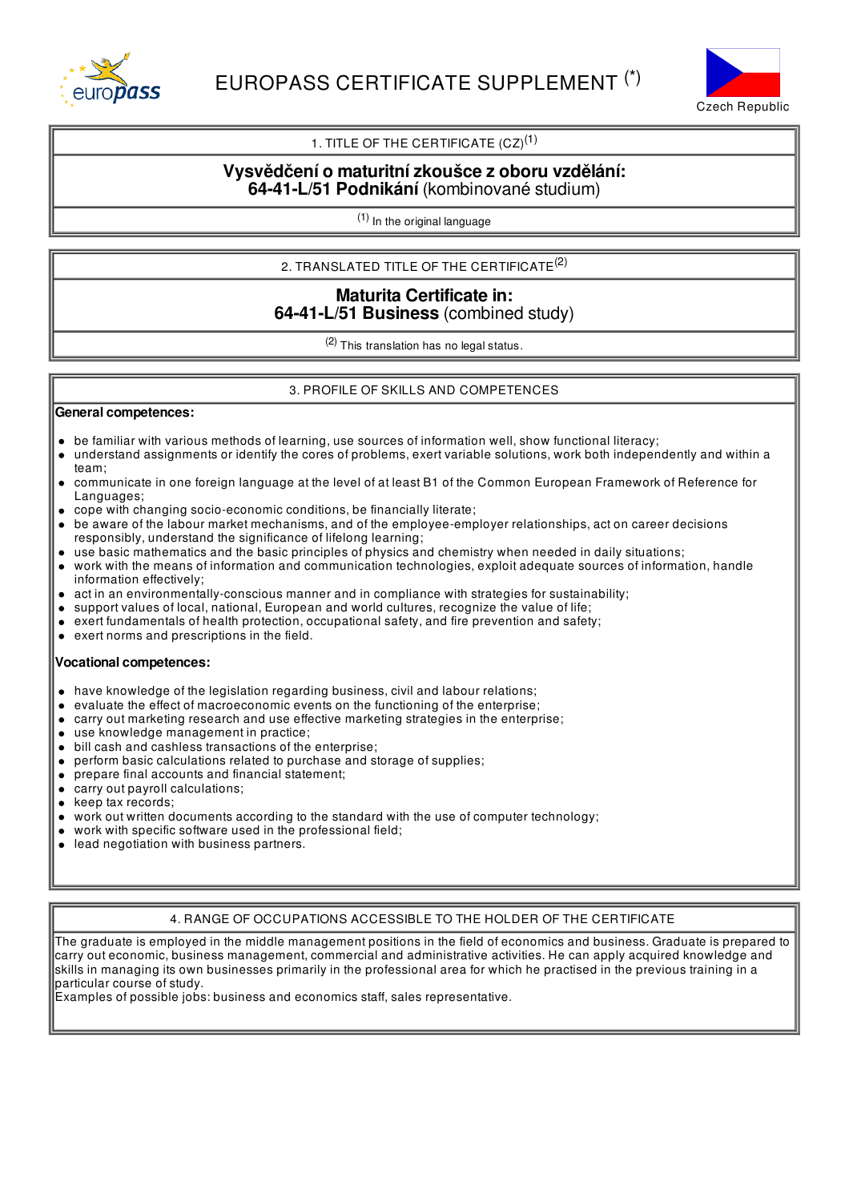europass

# EUROPASS CERTIFICATE SUPPLEMENT (*)

Czech Republic

## 1. TITLE OF THE CERTIFICATE (CZ)[1]

**Vysvědčení o maturitní zkoušce z oboru vzdělání:**
**64-41-L/51 Podnikání** (kombinované studium)

[1] In the original language

## 2. TRANSLATED TITLE OF THE CERTIFICATE[2]

**Maturita Certificate in:**
**64-41-L/51 Business** (combined study)

[2] This translation has no legal status.

## 3. PROFILE OF SKILLS AND COMPETENCES

**General competences:**

- be familiar with various methods of learning, use sources of information well, show functional literacy;
- understand assignments or identify the cores of problems, exert variable solutions, work both independently and within a team;
- communicate in one foreign language at the level of at least B1 of the Common European Framework of Reference for Languages;
- cope with changing socio-economic conditions, be financially literate;
- be aware of the labour market mechanisms, and of the employee-employer relationships, act on career decisions responsibly, understand the significance of lifelong learning;
- use basic mathematics and the basic principles of physics and chemistry when needed in daily situations;
- work with the means of information and communication technologies, exploit adequate sources of information, handle information effectively;
- act in an environmentally-conscious manner and in compliance with strategies for sustainability;
- support values of local, national, European and world cultures, recognize the value of life;
- exert fundamentals of health protection, occupational safety, and fire prevention and safety;
- exert norms and prescriptions in the field.

**Vocational competences:**

- have knowledge of the legislation regarding business, civil and labour relations;
- evaluate the effect of macroeconomic events on the functioning of the enterprise;
- carry out marketing research and use effective marketing strategies in the enterprise;
- use knowledge management in practice;
- bill cash and cashless transactions of the enterprise;
- perform basic calculations related to purchase and storage of supplies;
- prepare final accounts and financial statement;
- carry out payroll calculations;
- keep tax records;
- work out written documents according to the standard with the use of computer technology;
- work with specific software used in the professional field;
- lead negotiation with business partners.

## 4. RANGE OF OCCUPATIONS ACCESSIBLE TO THE HOLDER OF THE CERTIFICATE

The graduate is employed in the middle management positions in the field of economics and business. Graduate is prepared to carry out economic, business management, commercial and administrative activities. He can apply acquired knowledge and skills in managing its own businesses primarily in the professional area for which he practised in the previous training in a particular course of study.
Examples of possible jobs: business and economics staff, sales representative.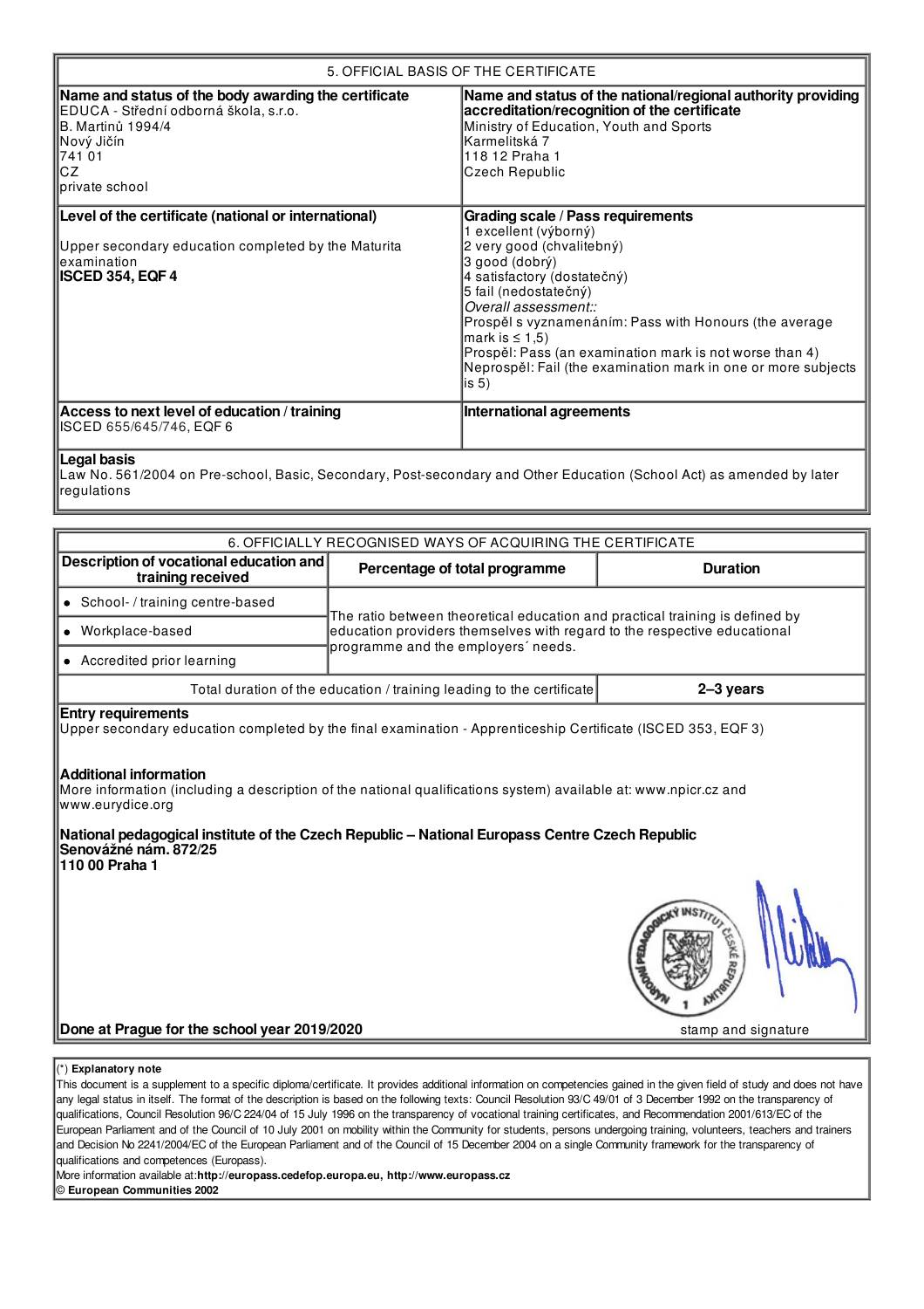## 5. OFFICIAL BASIS OF THE CERTIFICATE

| | |
|---|---|
| **Name and status of the body awarding the certificate**<br>EDUCA - Střední odborná škola, s.r.o.<br>B. Martinů 1994/4<br>Nový Jičín<br>741 01<br>CZ<br>private school | **Name and status of the national/regional authority providing accreditation/recognition of the certificate**<br>Ministry of Education, Youth and Sports<br>Karmelitská 7<br>118 12 Praha 1<br>Czech Republic |
| **Level of the certificate (national or international)**<br>Upper secondary education completed by the Maturita examination<br>**ISCED 354, EQF 4** | **Grading scale / Pass requirements**<br>1 excellent (výborný)<br>2 very good (chvalitebný)<br>3 good (dobrý)<br>4 satisfactory (dostatečný)<br>5 fail (nedostatečný)<br>*Overall assessment::*<br>Prospěl s vyznamenáním: Pass with Honours (the average mark is ≤ 1,5)<br>Prospěl: Pass (an examination mark is not worse than 4)<br>Neprospěl: Fail (the examination mark in one or more subjects is 5) |
| **Access to next level of education / training**<br>ISCED 655/645/746, EQF 6 | **International agreements** |

**Legal basis**
Law No. 561/2004 on Pre-school, Basic, Secondary, Post-secondary and Other Education (School Act) as amended by later regulations

## 6. OFFICIALLY RECOGNISED WAYS OF ACQUIRING THE CERTIFICATE

| Description of vocational education and training received | Percentage of total programme | Duration |
|---|---|---|
| • School- / training centre-based | The ratio between theoretical education and practical training is defined by education providers themselves with regard to the respective educational programme and the employers´ needs. | |
| • Workplace-based | | |
| • Accredited prior learning | | |
| Total duration of the education / training leading to the certificate | | **2–3 years** |

**Entry requirements**
Upper secondary education completed by the final examination - Apprenticeship Certificate (ISCED 353, EQF 3)

**Additional information**
More information (including a description of the national qualifications system) available at: www.npicr.cz and www.eurydice.org

**National pedagogical institute of the Czech Republic – National Europass Centre Czech Republic**
**Senovážné nám. 872/25**
**110 00 Praha 1**

**Done at Prague for the school year 2019/2020**

stamp and signature

(*) **Explanatory note**
This document is a supplement to a specific diploma/certificate. It provides additional information on competencies gained in the given field of study and does not have any legal status in itself. The format of the description is based on the following texts: Council Resolution 93/C 49/01 of 3 December 1992 on the transparency of qualifications, Council Resolution 96/C 224/04 of 15 July 1996 on the transparency of vocational training certificates, and Recommendation 2001/613/EC of the European Parliament and of the Council of 10 July 2001 on mobility within the Community for students, persons undergoing training, volunteers, teachers and trainers and Decision No 2241/2004/EC of the European Parliament and of the Council of 15 December 2004 on a single Community framework for the transparency of qualifications and competences (Europass).
More information available at: **http://europass.cedefop.europa.eu, http://www.europass.cz**
© **European Communities 2002**